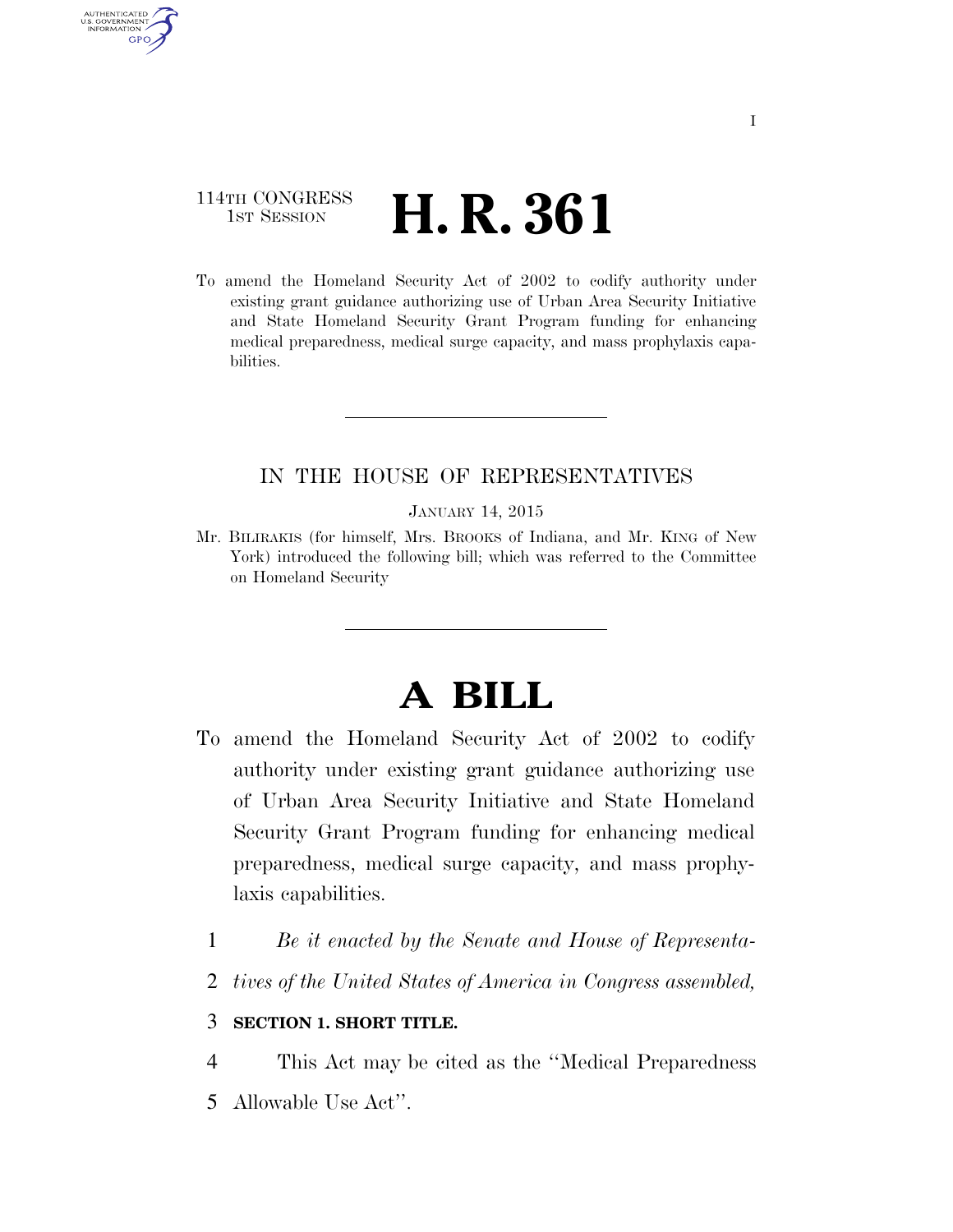114TH CONGRESS
1ST SESSION

# H. R. 361

To amend the Homeland Security Act of 2002 to codify authority under existing grant guidance authorizing use of Urban Area Security Initiative and State Homeland Security Grant Program funding for enhancing medical preparedness, medical surge capacity, and mass prophylaxis capabilities.

IN THE HOUSE OF REPRESENTATIVES

JANUARY 14, 2015

Mr. BILIRAKIS (for himself, Mrs. BROOKS of Indiana, and Mr. KING of New York) introduced the following bill; which was referred to the Committee on Homeland Security

# A BILL

To amend the Homeland Security Act of 2002 to codify authority under existing grant guidance authorizing use of Urban Area Security Initiative and State Homeland Security Grant Program funding for enhancing medical preparedness, medical surge capacity, and mass prophylaxis capabilities.

1 *Be it enacted by the Senate and House of Representa-*
2 *tives of the United States of America in Congress assembled,*

3 **SECTION 1. SHORT TITLE.**

4 This Act may be cited as the "Medical Preparedness
5 Allowable Use Act".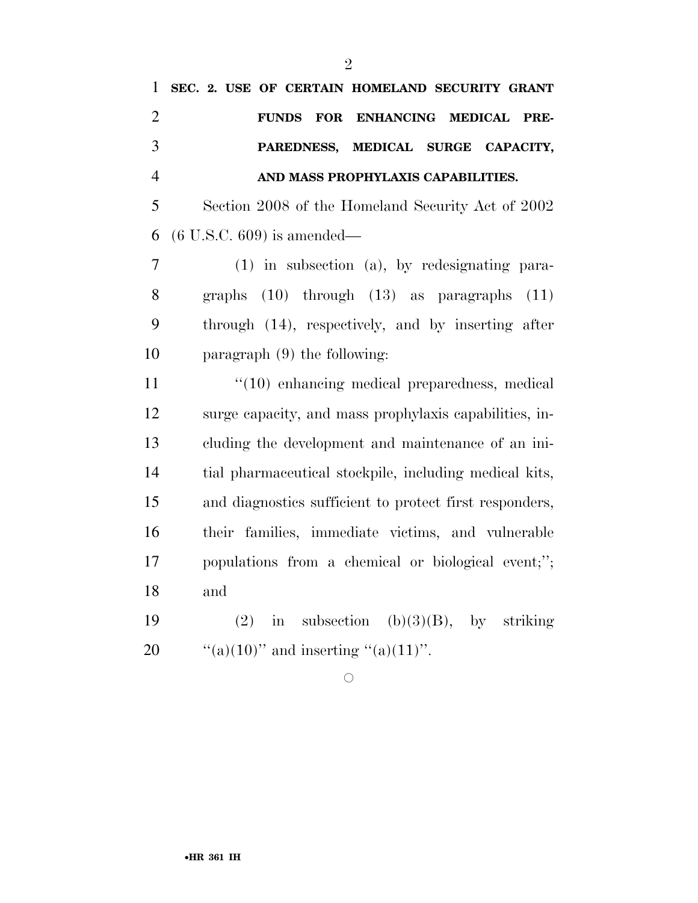**SEC. 2. USE OF CERTAIN HOMELAND SECURITY GRANT FUNDS FOR ENHANCING MEDICAL PREPAREDNESS, MEDICAL SURGE CAPACITY, AND MASS PROPHYLAXIS CAPABILITIES.**

Section 2008 of the Homeland Security Act of 2002 (6 U.S.C. 609) is amended—

(1) in subsection (a), by redesignating paragraphs (10) through (13) as paragraphs (11) through (14), respectively, and by inserting after paragraph (9) the following:

''(10) enhancing medical preparedness, medical surge capacity, and mass prophylaxis capabilities, including the development and maintenance of an initial pharmaceutical stockpile, including medical kits, and diagnostics sufficient to protect first responders, their families, immediate victims, and vulnerable populations from a chemical or biological event;''; and

(2) in subsection (b)(3)(B), by striking ''(a)(10)'' and inserting ''(a)(11)''.

○